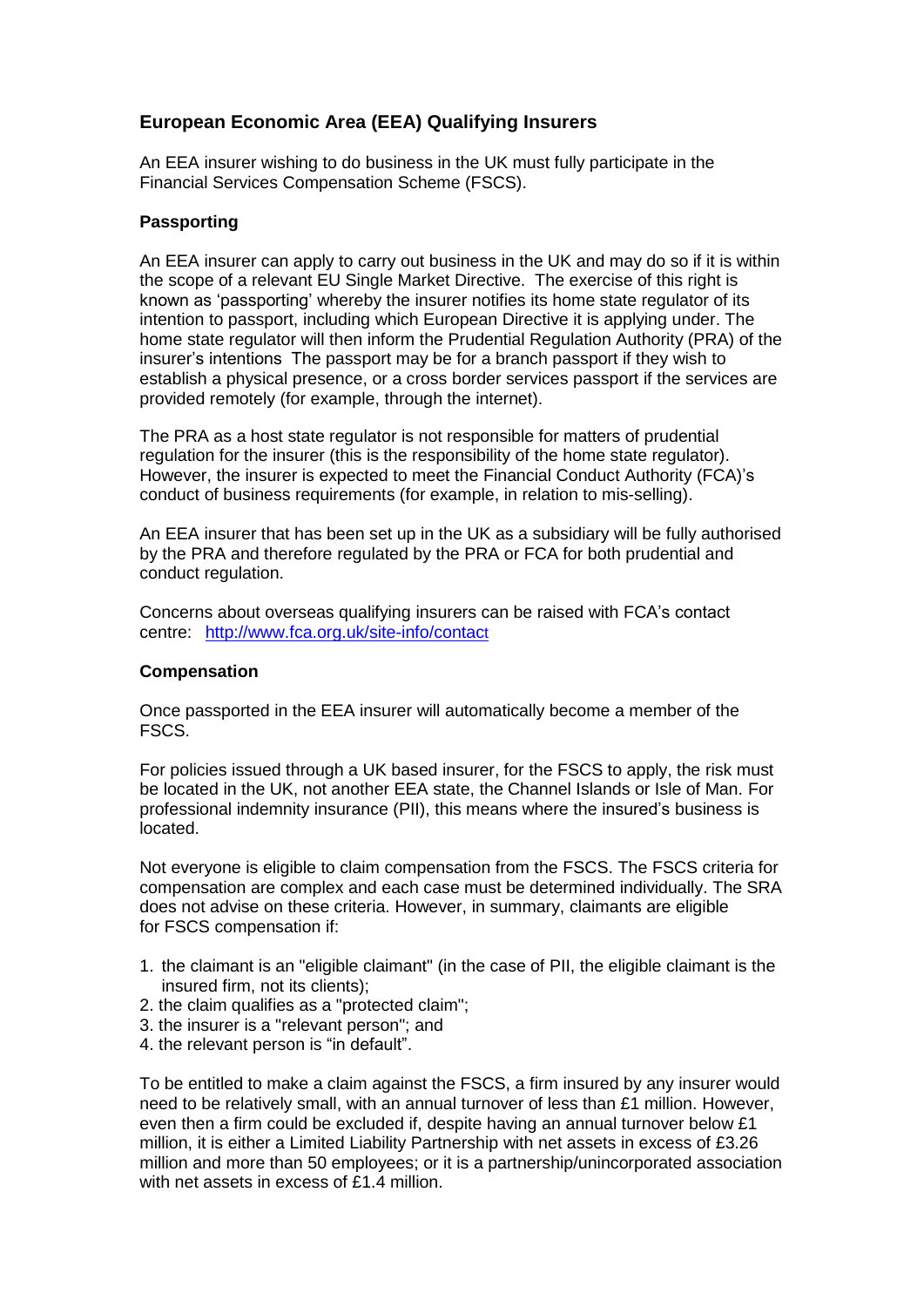## European Economic Area (EEA) Qualifying Insurers

An EEA insurer wishing to do business in the UK must fully participate in the Financial Services Compensation Scheme (FSCS).

### Passporting

An EEA insurer can apply to carry out business in the UK and may do so if it is within the scope of a relevant EU Single Market Directive. The exercise of this right is known as 'passporting' whereby the insurer notifies its home state regulator of its intention to passport, including which European Directive it is applying under. The home state regulator will then inform the Prudential Regulation Authority (PRA) of the insurer's intentions The passport may be for a branch passport if they wish to establish a physical presence, or a cross border services passport if the services are provided remotely (for example, through the internet).

The PRA as a host state regulator is not responsible for matters of prudential regulation for the insurer (this is the responsibility of the home state regulator). However, the insurer is expected to meet the Financial Conduct Authority (FCA)'s conduct of business requirements (for example, in relation to mis-selling).

An EEA insurer that has been set up in the UK as a subsidiary will be fully authorised by the PRA and therefore regulated by the PRA or FCA for both prudential and conduct regulation.

Concerns about overseas qualifying insurers can be raised with FCA's contact centre: http://www.fca.org.uk/site-info/contact

### Compensation

Once passported in the EEA insurer will automatically become a member of the FSCS.

For policies issued through a UK based insurer, for the FSCS to apply, the risk must be located in the UK, not another EEA state, the Channel Islands or Isle of Man. For professional indemnity insurance (PII), this means where the insured's business is located.

Not everyone is eligible to claim compensation from the FSCS. The FSCS criteria for compensation are complex and each case must be determined individually. The SRA does not advise on these criteria. However, in summary, claimants are eligible for FSCS compensation if:

1. the claimant is an "eligible claimant" (in the case of PII, the eligible claimant is the insured firm, not its clients);
2. the claim qualifies as a "protected claim";
3. the insurer is a "relevant person"; and
4. the relevant person is "in default".

To be entitled to make a claim against the FSCS, a firm insured by any insurer would need to be relatively small, with an annual turnover of less than £1 million. However, even then a firm could be excluded if, despite having an annual turnover below £1 million, it is either a Limited Liability Partnership with net assets in excess of £3.26 million and more than 50 employees; or it is a partnership/unincorporated association with net assets in excess of £1.4 million.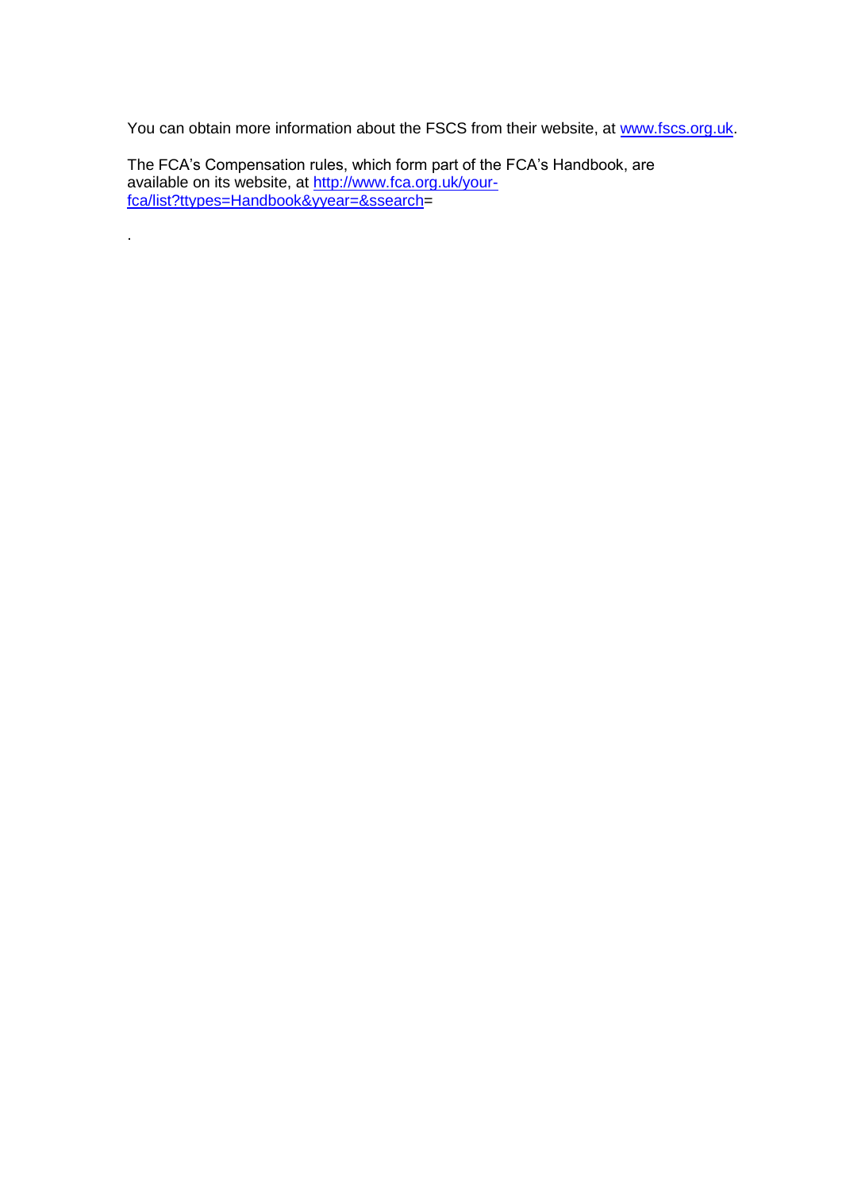You can obtain more information about the FSCS from their website, at www.fscs.org.uk.

The FCA's Compensation rules, which form part of the FCA's Handbook, are available on its website, at http://www.fca.org.uk/your-fca/list?ttypes=Handbook&yyear=&ssearch=

.